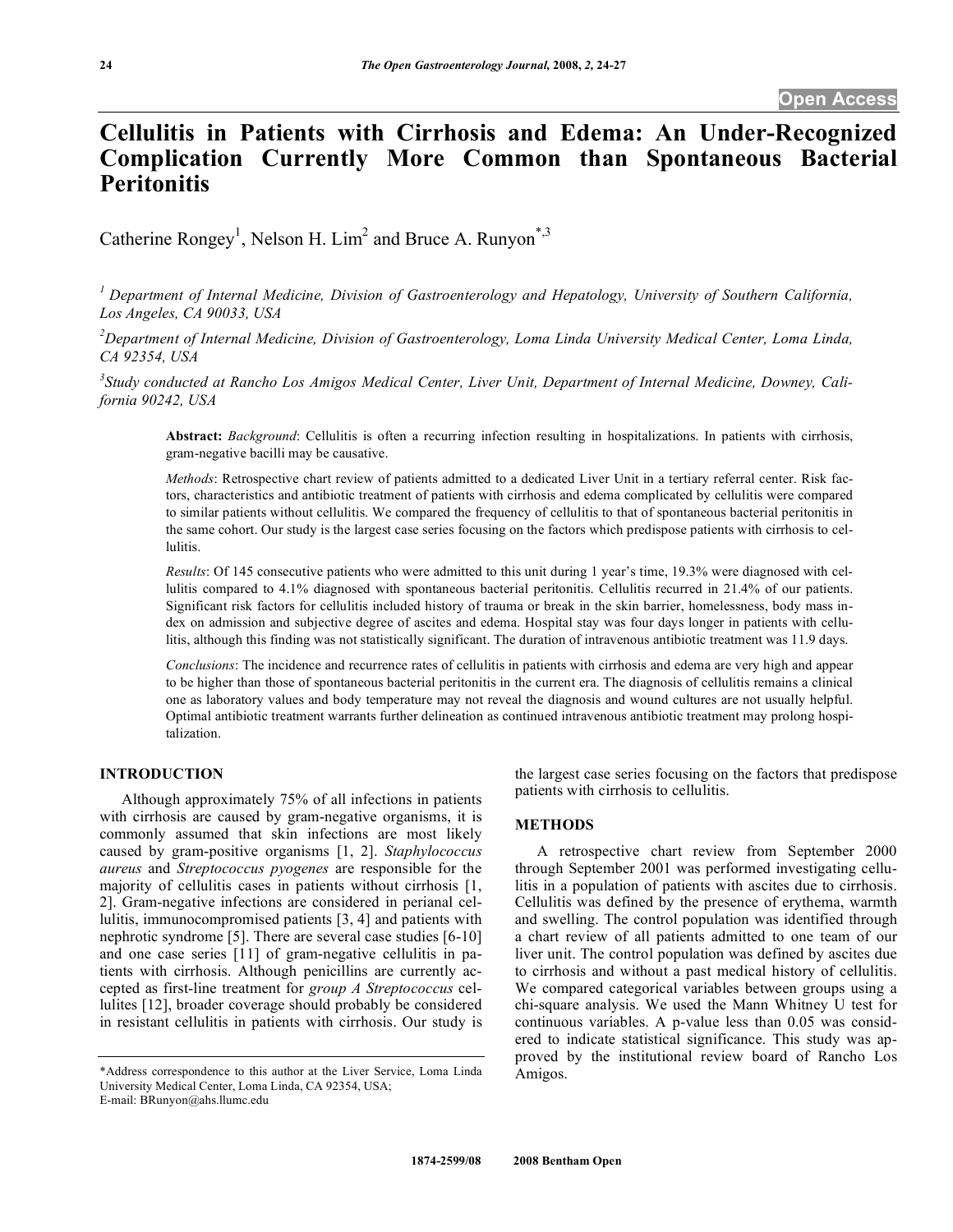# Cellulitis in Patients with Cirrhosis and Edema: An Under-Recognized Complication Currently More Common than Spontaneous Bacterial Peritonitis

Catherine Rongey[1], Nelson H. Lim[2] and Bruce A. Runyon[*,3]

[1] *Department of Internal Medicine, Division of Gastroenterology and Hepatology, University of Southern California, Los Angeles, CA 90033, USA*

[2] *Department of Internal Medicine, Division of Gastroenterology, Loma Linda University Medical Center, Loma Linda, CA 92354, USA*

[3] *Study conducted at Rancho Los Amigos Medical Center, Liver Unit, Department of Internal Medicine, Downey, California 90242, USA*

**Abstract:** *Background*: Cellulitis is often a recurring infection resulting in hospitalizations. In patients with cirrhosis, gram-negative bacilli may be causative.

*Methods*: Retrospective chart review of patients admitted to a dedicated Liver Unit in a tertiary referral center. Risk factors, characteristics and antibiotic treatment of patients with cirrhosis and edema complicated by cellulitis were compared to similar patients without cellulitis. We compared the frequency of cellulitis to that of spontaneous bacterial peritonitis in the same cohort. Our study is the largest case series focusing on the factors which predispose patients with cirrhosis to cellulitis.

*Results*: Of 145 consecutive patients who were admitted to this unit during 1 year's time, 19.3% were diagnosed with cellulitis compared to 4.1% diagnosed with spontaneous bacterial peritonitis. Cellulitis recurred in 21.4% of our patients. Significant risk factors for cellulitis included history of trauma or break in the skin barrier, homelessness, body mass index on admission and subjective degree of ascites and edema. Hospital stay was four days longer in patients with cellulitis, although this finding was not statistically significant. The duration of intravenous antibiotic treatment was 11.9 days.

*Conclusions*: The incidence and recurrence rates of cellulitis in patients with cirrhosis and edema are very high and appear to be higher than those of spontaneous bacterial peritonitis in the current era. The diagnosis of cellulitis remains a clinical one as laboratory values and body temperature may not reveal the diagnosis and wound cultures are not usually helpful. Optimal antibiotic treatment warrants further delineation as continued intravenous antibiotic treatment may prolong hospitalization.

## INTRODUCTION

Although approximately 75% of all infections in patients with cirrhosis are caused by gram-negative organisms, it is commonly assumed that skin infections are most likely caused by gram-positive organisms [1, 2]. *Staphylococcus aureus* and *Streptococcus pyogenes* are responsible for the majority of cellulitis cases in patients without cirrhosis [1, 2]. Gram-negative infections are considered in perianal cellulitis, immunocompromised patients [3, 4] and patients with nephrotic syndrome [5]. There are several case studies [6-10] and one case series [11] of gram-negative cellulitis in patients with cirrhosis. Although penicillins are currently accepted as first-line treatment for *group A Streptococcus* cellulites [12], broader coverage should probably be considered in resistant cellulitis in patients with cirrhosis. Our study is the largest case series focusing on the factors that predispose patients with cirrhosis to cellulitis.

## METHODS

A retrospective chart review from September 2000 through September 2001 was performed investigating cellulitis in a population of patients with ascites due to cirrhosis. Cellulitis was defined by the presence of erythema, warmth and swelling. The control population was identified through a chart review of all patients admitted to one team of our liver unit. The control population was defined by ascites due to cirrhosis and without a past medical history of cellulitis. We compared categorical variables between groups using a chi-square analysis. We used the Mann Whitney U test for continuous variables. A p-value less than 0.05 was considered to indicate statistical significance. This study was approved by the institutional review board of Rancho Los Amigos.

*Address correspondence to this author at the Liver Service, Loma Linda University Medical Center, Loma Linda, CA 92354, USA;
E-mail: BRunyon@ahs.llumc.edu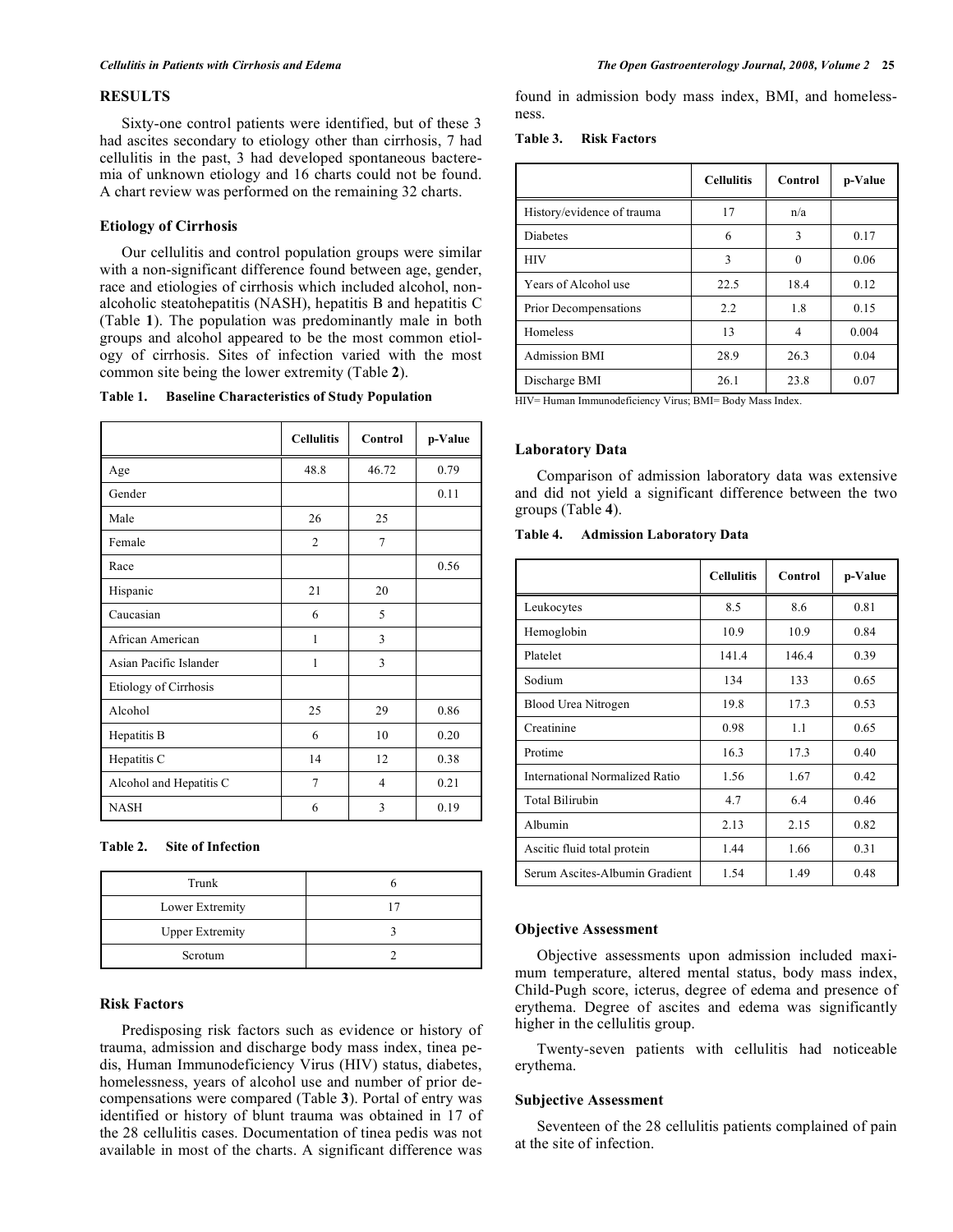## RESULTS

Sixty-one control patients were identified, but of these 3 had ascites secondary to etiology other than cirrhosis, 7 had cellulitis in the past, 3 had developed spontaneous bacteremia of unknown etiology and 16 charts could not be found. A chart review was performed on the remaining 32 charts.

### Etiology of Cirrhosis

Our cellulitis and control population groups were similar with a non-significant difference found between age, gender, race and etiologies of cirrhosis which included alcohol, non-alcoholic steatohepatitis (NASH), hepatitis B and hepatitis C (Table **1**). The population was predominantly male in both groups and alcohol appeared to be the most common etiology of cirrhosis. Sites of infection varied with the most common site being the lower extremity (Table **2**).

**Table 1. Baseline Characteristics of Study Population**

| | Cellulitis | Control | p-Value |
|---|---|---|---|
| Age | 48.8 | 46.72 | 0.79 |
| Gender | | | 0.11 |
| Male | 26 | 25 | |
| Female | 2 | 7 | |
| Race | | | 0.56 |
| Hispanic | 21 | 20 | |
| Caucasian | 6 | 5 | |
| African American | 1 | 3 | |
| Asian Pacific Islander | 1 | 3 | |
| Etiology of Cirrhosis | | | |
| Alcohol | 25 | 29 | 0.86 |
| Hepatitis B | 6 | 10 | 0.20 |
| Hepatitis C | 14 | 12 | 0.38 |
| Alcohol and Hepatitis C | 7 | 4 | 0.21 |
| NASH | 6 | 3 | 0.19 |

**Table 2. Site of Infection**

| | |
|---|---|
| Trunk | 6 |
| Lower Extremity | 17 |
| Upper Extremity | 3 |
| Scrotum | 2 |

### Risk Factors

Predisposing risk factors such as evidence or history of trauma, admission and discharge body mass index, tinea pedis, Human Immunodeficiency Virus (HIV) status, diabetes, homelessness, years of alcohol use and number of prior decompensations were compared (Table **3**). Portal of entry was identified or history of blunt trauma was obtained in 17 of the 28 cellulitis cases. Documentation of tinea pedis was not available in most of the charts. A significant difference was found in admission body mass index, BMI, and homelessness.

**Table 3. Risk Factors**

| | Cellulitis | Control | p-Value |
|---|---|---|---|
| History/evidence of trauma | 17 | n/a | |
| Diabetes | 6 | 3 | 0.17 |
| HIV | 3 | 0 | 0.06 |
| Years of Alcohol use | 22.5 | 18.4 | 0.12 |
| Prior Decompensations | 2.2 | 1.8 | 0.15 |
| Homeless | 13 | 4 | 0.004 |
| Admission BMI | 28.9 | 26.3 | 0.04 |
| Discharge BMI | 26.1 | 23.8 | 0.07 |

HIV= Human Immunodeficiency Virus; BMI= Body Mass Index.

### Laboratory Data

Comparison of admission laboratory data was extensive and did not yield a significant difference between the two groups (Table **4**).

**Table 4. Admission Laboratory Data**

| | Cellulitis | Control | p-Value |
|---|---|---|---|
| Leukocytes | 8.5 | 8.6 | 0.81 |
| Hemoglobin | 10.9 | 10.9 | 0.84 |
| Platelet | 141.4 | 146.4 | 0.39 |
| Sodium | 134 | 133 | 0.65 |
| Blood Urea Nitrogen | 19.8 | 17.3 | 0.53 |
| Creatinine | 0.98 | 1.1 | 0.65 |
| Protime | 16.3 | 17.3 | 0.40 |
| International Normalized Ratio | 1.56 | 1.67 | 0.42 |
| Total Bilirubin | 4.7 | 6.4 | 0.46 |
| Albumin | 2.13 | 2.15 | 0.82 |
| Ascitic fluid total protein | 1.44 | 1.66 | 0.31 |
| Serum Ascites-Albumin Gradient | 1.54 | 1.49 | 0.48 |

### Objective Assessment

Objective assessments upon admission included maximum temperature, altered mental status, body mass index, Child-Pugh score, icterus, degree of edema and presence of erythema. Degree of ascites and edema was significantly higher in the cellulitis group.

Twenty-seven patients with cellulitis had noticeable erythema.

### Subjective Assessment

Seventeen of the 28 cellulitis patients complained of pain at the site of infection.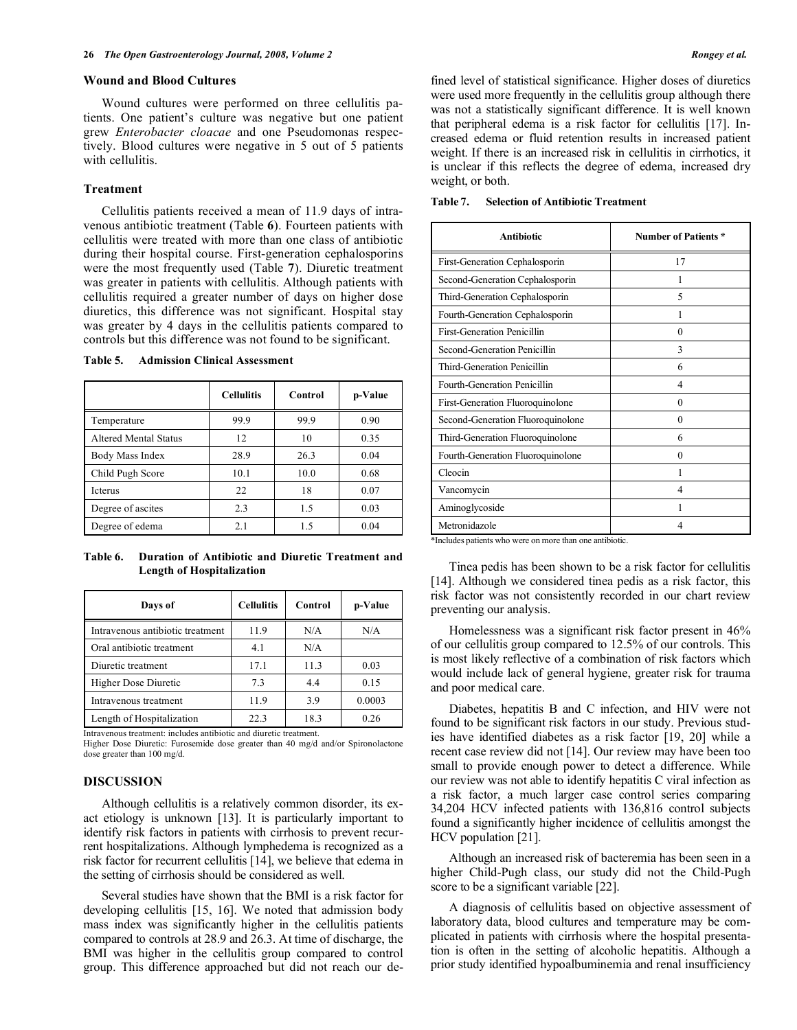### Wound and Blood Cultures

Wound cultures were performed on three cellulitis patients. One patient's culture was negative but one patient grew *Enterobacter cloacae* and one Pseudomonas respectively. Blood cultures were negative in 5 out of 5 patients with cellulitis.

### Treatment

Cellulitis patients received a mean of 11.9 days of intravenous antibiotic treatment (Table **6**). Fourteen patients with cellulitis were treated with more than one class of antibiotic during their hospital course. First-generation cephalosporins were the most frequently used (Table **7**). Diuretic treatment was greater in patients with cellulitis. Although patients with cellulitis required a greater number of days on higher dose diuretics, this difference was not significant. Hospital stay was greater by 4 days in the cellulitis patients compared to controls but this difference was not found to be significant.

**Table 5. Admission Clinical Assessment**

| | Cellulitis | Control | p-Value |
|---|---|---|---|
| Temperature | 99.9 | 99.9 | 0.90 |
| Altered Mental Status | 12 | 10 | 0.35 |
| Body Mass Index | 28.9 | 26.3 | 0.04 |
| Child Pugh Score | 10.1 | 10.0 | 0.68 |
| Icterus | 22 | 18 | 0.07 |
| Degree of ascites | 2.3 | 1.5 | 0.03 |
| Degree of edema | 2.1 | 1.5 | 0.04 |

**Table 6. Duration of Antibiotic and Diuretic Treatment and Length of Hospitalization**

| Days of | Cellulitis | Control | p-Value |
|---|---|---|---|
| Intravenous antibiotic treatment | 11.9 | N/A | N/A |
| Oral antibiotic treatment | 4.1 | N/A | |
| Diuretic treatment | 17.1 | 11.3 | 0.03 |
| Higher Dose Diuretic | 7.3 | 4.4 | 0.15 |
| Intravenous treatment | 11.9 | 3.9 | 0.0003 |
| Length of Hospitalization | 22.3 | 18.3 | 0.26 |

Intravenous treatment: includes antibiotic and diuretic treatment.
Higher Dose Diuretic: Furosemide dose greater than 40 mg/d and/or Spironolactone dose greater than 100 mg/d.

## DISCUSSION

Although cellulitis is a relatively common disorder, its exact etiology is unknown [13]. It is particularly important to identify risk factors in patients with cirrhosis to prevent recurrent hospitalizations. Although lymphedema is recognized as a risk factor for recurrent cellulitis [14], we believe that edema in the setting of cirrhosis should be considered as well.

Several studies have shown that the BMI is a risk factor for developing cellulitis [15, 16]. We noted that admission body mass index was significantly higher in the cellulitis patients compared to controls at 28.9 and 26.3. At time of discharge, the BMI was higher in the cellulitis group compared to control group. This difference approached but did not reach our defined level of statistical significance. Higher doses of diuretics were used more frequently in the cellulitis group although there was not a statistically significant difference. It is well known that peripheral edema is a risk factor for cellulitis [17]. Increased edema or fluid retention results in increased patient weight. If there is an increased risk in cellulitis in cirrhotics, it is unclear if this reflects the degree of edema, increased dry weight, or both.

**Table 7. Selection of Antibiotic Treatment**

| Antibiotic | Number of Patients * |
|---|---|
| First-Generation Cephalosporin | 17 |
| Second-Generation Cephalosporin | 1 |
| Third-Generation Cephalosporin | 5 |
| Fourth-Generation Cephalosporin | 1 |
| First-Generation Penicillin | 0 |
| Second-Generation Penicillin | 3 |
| Third-Generation Penicillin | 6 |
| Fourth-Generation Penicillin | 4 |
| First-Generation Fluoroquinolone | 0 |
| Second-Generation Fluoroquinolone | 0 |
| Third-Generation Fluoroquinolone | 6 |
| Fourth-Generation Fluoroquinolone | 0 |
| Cleocin | 1 |
| Vancomycin | 4 |
| Aminoglycoside | 1 |
| Metronidazole | 4 |

*Includes patients who were on more than one antibiotic.

Tinea pedis has been shown to be a risk factor for cellulitis [14]. Although we considered tinea pedis as a risk factor, this risk factor was not consistently recorded in our chart review preventing our analysis.

Homelessness was a significant risk factor present in 46% of our cellulitis group compared to 12.5% of our controls. This is most likely reflective of a combination of risk factors which would include lack of general hygiene, greater risk for trauma and poor medical care.

Diabetes, hepatitis B and C infection, and HIV were not found to be significant risk factors in our study. Previous studies have identified diabetes as a risk factor [19, 20] while a recent case review did not [14]. Our review may have been too small to provide enough power to detect a difference. While our review was not able to identify hepatitis C viral infection as a risk factor, a much larger case control series comparing 34,204 HCV infected patients with 136,816 control subjects found a significantly higher incidence of cellulitis amongst the HCV population [21].

Although an increased risk of bacteremia has been seen in a higher Child-Pugh class, our study did not the Child-Pugh score to be a significant variable [22].

A diagnosis of cellulitis based on objective assessment of laboratory data, blood cultures and temperature may be complicated in patients with cirrhosis where the hospital presentation is often in the setting of alcoholic hepatitis. Although a prior study identified hypoalbuminemia and renal insufficiency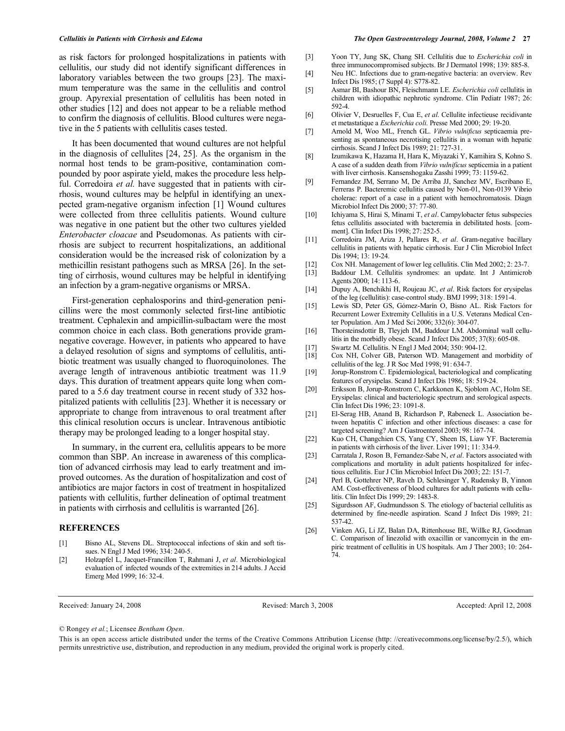as risk factors for prolonged hospitalizations in patients with cellulitis, our study did not identify significant differences in laboratory variables between the two groups [23]. The maximum temperature was the same in the cellulitis and control group. Apyrexial presentation of cellulitis has been noted in other studies [12] and does not appear to be a reliable method to confirm the diagnosis of cellulitis. Blood cultures were negative in the 5 patients with cellulitis cases tested.

It has been documented that wound cultures are not helpful in the diagnosis of cellulites [24, 25]. As the organism in the normal host tends to be gram-positive, contamination compounded by poor aspirate yield, makes the procedure less helpful. Corredoira *et al.* have suggested that in patients with cirrhosis, wound cultures may be helpful in identifying an unexpected gram-negative organism infection [1] Wound cultures were collected from three cellulitis patients. Wound culture was negative in one patient but the other two cultures yielded *Enterobacter cloacae* and Pseudomonas. As patients with cirrhosis are subject to recurrent hospitalizations, an additional consideration would be the increased risk of colonization by a methicillin resistant pathogens such as MRSA [26]. In the setting of cirrhosis, wound cultures may be helpful in identifying an infection by a gram-negative organisms or MRSA.

First-generation cephalosporins and third-generation penicillins were the most commonly selected first-line antibiotic treatment. Cephalexin and ampicillin-sulbactam were the most common choice in each class. Both generations provide gram-negative coverage. However, in patients who appeared to have a delayed resolution of signs and symptoms of cellulitis, antibiotic treatment was usually changed to fluoroquinolones. The average length of intravenous antibiotic treatment was 11.9 days. This duration of treatment appears quite long when compared to a 5.6 day treatment course in recent study of 332 hospitalized patients with cellulitis [23]. Whether it is necessary or appropriate to change from intravenous to oral treatment after this clinical resolution occurs is unclear. Intravenous antibiotic therapy may be prolonged leading to a longer hospital stay.

In summary, in the current era, cellulitis appears to be more common than SBP. An increase in awareness of this complication of advanced cirrhosis may lead to early treatment and improved outcomes. As the duration of hospitalization and cost of antibiotics are major factors in cost of treatment in hospitalized patients with cellulitis, further delineation of optimal treatment in patients with cirrhosis and cellulitis is warranted [26].

## REFERENCES

[1] Bisno AL, Stevens DL. Streptococcal infections of skin and soft tissues. N Engl J Med 1996; 334: 240-5.

[2] Holzapfel L, Jacquet-Francillon T, Rahmani J, *et al*. Microbiological evaluation of infected wounds of the extremities in 214 adults. J Accid Emerg Med 1999; 16: 32-4.

[3] Yoon TY, Jung SK, Chang SH. Cellulitis due to *Escherichia coli* in three immunocompromised subjects. Br J Dermatol 1998; 139: 885-8.

[4] Neu HC. Infections due to gram-negative bacteria: an overview. Rev Infect Dis 1985; (7 Suppl 4): S778-82.

[5] Asmar BI, Bashour BN, Fleischmann LE. *Escherichia coli* cellulitis in children with idiopathic nephrotic syndrome. Clin Pediatr 1987; 26: 592-4.

[6] Olivier V, Desruelles F, Cua E, *et al.* Cellulite infectieuse recidivante et metastatique a *Escherichia coli*. Presse Med 2000; 29: 19-20.

[7] Arnold M, Woo ML, French GL. *Vibrio vulnificus* septicaemia presenting as spontaneous necrotising cellulitis in a woman with hepatic cirrhosis. Scand J Infect Dis 1989; 21: 727-31.

[8] Izumikawa K, Hazama H, Hara K, Miyazaki Y, Kamihira S, Kohno S. A case of a sudden death from *Vibrio vulnificus* septicemia in a patient with liver cirrhosis. Kansenshogaku Zasshi 1999; 73: 1159-62.

[9] Fernandez JM, Serrano M, De Arriba JJ, Sanchez MV, Escribano E, Ferreras P. Bacteremic cellulitis caused by Non-01, Non-0139 Vibrio cholerae: report of a case in a patient with hemochromatosis. Diagn Microbiol Infect Dis 2000; 37: 77-80.

[10] Ichiyama S, Hirai S, Minami T, *et al*. Campylobacter fetus subspecies fetus cellulitis associated with bacteremia in debilitated hosts. [comment]. Clin Infect Dis 1998; 27: 252-5.

[11] Corredoira JM, Ariza J, Pallares R, *et al*. Gram-negative bacillary cellulitis in patients with hepatic cirrhosis. Eur J Clin Microbiol Infect Dis 1994; 13: 19-24.

[12] Cox NH. Management of lower leg cellulitis. Clin Med 2002; 2: 23-7.

[13] Baddour LM. Cellulitis syndromes: an update. Int J Antimicrob Agents 2000; 14: 113-6.

[14] Dupuy A, Benchikhi H, Roujeau JC, *et al*. Risk factors for erysipelas of the leg (cellulitis): case-control study. BMJ 1999; 318: 1591-4.

[15] Lewis SD, Peter GS, Gómez-Marín O, Bisno AL. Risk Factors for Recurrent Lower Extremity Cellulitis in a U.S. Veterans Medical Center Population. Am J Med Sci 2006; 332(6): 304-07.

[16] Thorsteinsdottir B, Tleyjeh IM, Baddour LM. Abdominal wall cellulitis in the morbidly obese. Scand J Infect Dis 2005; 37(8): 605-08.

[17] Swartz M. Cellulitis. N Engl J Med 2004; 350: 904-12.

[18] Cox NH, Colver GB, Paterson WD. Management and morbidity of cellulitis of the leg. J R Soc Med 1998; 91: 634-7.

[19] Jorup-Ronstrom C. Epidemiological, bacteriological and complicating features of erysipelas. Scand J Infect Dis 1986; 18: 519-24.

[20] Eriksson B, Jorup-Ronstrom C, Karkkonen K, Sjoblom AC, Holm SE. Erysipelas: clinical and bacteriologic spectrum and serological aspects. Clin Infect Dis 1996; 23: 1091-8.

[21] El-Serag HB, Anand B, Richardson P, Rabeneck L. Association between hepatitis C infection and other infectious diseases: a case for targeted screening? Am J Gastroenterol 2003; 98: 167-74.

[22] Kuo CH, Changchien CS, Yang CY, Sheen IS, Liaw YF. Bacteremia in patients with cirrhosis of the liver. Liver 1991; 11: 334-9.

[23] Carratala J, Roson B, Fernandez-Sabe N, *et al*. Factors associated with complications and mortality in adult patients hospitalized for infectious cellulitis. Eur J Clin Microbiol Infect Dis 2003; 22: 151-7.

[24] Perl B, Gottehrer NP, Raveh D, Schlesinger Y, Rudensky B, Yinnon AM. Cost-effectiveness of blood cultures for adult patients with cellulitis. Clin Infect Dis 1999; 29: 1483-8.

[25] Sigurdsson AF, Gudmundsson S. The etiology of bacterial cellulitis as determined by fine-needle aspiration. Scand J Infect Dis 1989; 21: 537-42.

[26] Vinken AG, Li JZ, Balan DA, Rittenhouse BE, Willke RJ, Goodman C. Comparison of linezolid with oxacillin or vancomycin in the empiric treatment of cellulitis in US hospitals. Am J Ther 2003; 10: 264-74.

Received: January 24, 2008    Revised: March 3, 2008    Accepted: April 12, 2008

© Rongey *et al.*; Licensee *Bentham Open*.

This is an open access article distributed under the terms of the Creative Commons Attribution License (http: //creativecommons.org/license/by/2.5/), which permits unrestrictive use, distribution, and reproduction in any medium, provided the original work is properly cited.